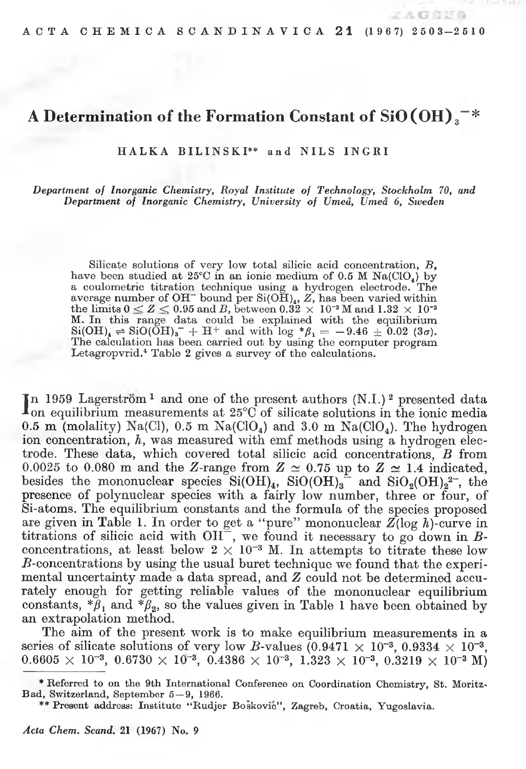# A Determination of the Formation Constant of $SiO(OH)_3^-$*

HALKA BILINSKI** and NILS INGRI

*Department of Inorganic Chemistry, Royal Institute of Technology, Stockholm 70, and Department of Inorganic Chemistry, University of Umeå, Umeå 6, Sweden*

Silicate solutions of very low total silicic acid concentration, $B$, have been studied at 25°C in an ionic medium of 0.5 M $Na(ClO_4)$ by a coulometric titration technique using a hydrogen electrode. The average number of $OH^-$ bound per $Si(OH)_4$, $Z$, has been varied within the limits $0 \leq Z \leq 0.95$ and $B$, between $0.32 \times 10^{-3}$ M and $1.32 \times 10^{-3}$ M. In this range data could be explained with the equilibrium $Si(OH)_4 \rightleftharpoons SiO(OH)_3^- + H^+$ and with $\log {}^*\beta_1 = -9.46 \pm 0.02$ ($3\sigma$). The calculation has been carried out by using the computer program Letagropvrid.[4] Table 2 gives a survey of the calculations.

In 1959 Lagerström[1] and one of the present authors (N.I.)[2] presented data on equilibrium measurements at 25°C of silicate solutions in the ionic media 0.5 m (molality) $Na(Cl)$, 0.5 m $Na(ClO_4)$ and 3.0 m $Na(ClO_4)$. The hydrogen ion concentration, $h$, was measured with emf methods using a hydrogen electrode. These data, which covered total silicic acid concentrations, $B$ from 0.0025 to 0.080 m and the $Z$-range from $Z \simeq 0.75$ up to $Z \simeq 1.4$ indicated, besides the mononuclear species $Si(OH)_4$, $SiO(OH)_3^-$ and $SiO_2(OH)_2^{2-}$, the presence of polynuclear species with a fairly low number, three or four, of Si-atoms. The equilibrium constants and the formula of the species proposed are given in Table 1. In order to get a "pure" mononuclear $Z(\log h)$-curve in titrations of silicic acid with $OH^-$, we found it necessary to go down in $B$-concentrations, at least below $2 \times 10^{-3}$ M. In attempts to titrate these low $B$-concentrations by using the usual buret technique we found that the experimental uncertainty made a data spread, and $Z$ could not be determined accurately enough for getting reliable values of the mononuclear equilibrium constants, ${}^*\beta_1$ and ${}^*\beta_2$, so the values given in Table 1 have been obtained by an extrapolation method.

The aim of the present work is to make equilibrium measurements in a series of silicate solutions of very low $B$-values ($0.9471 \times 10^{-3}$, $0.9334 \times 10^{-3}$, $0.6605 \times 10^{-3}$, $0.6730 \times 10^{-3}$, $0.4386 \times 10^{-3}$, $1.323 \times 10^{-3}$, $0.3219 \times 10^{-3}$ M)

---

\* Referred to on the 9th International Conference on Coordination Chemistry, St. Moritz-Bad, Switzerland, September 5–9, 1966.

\*\* Present address: Institute "Rudjer Bošković", Zagreb, Croatia, Yugoslavia.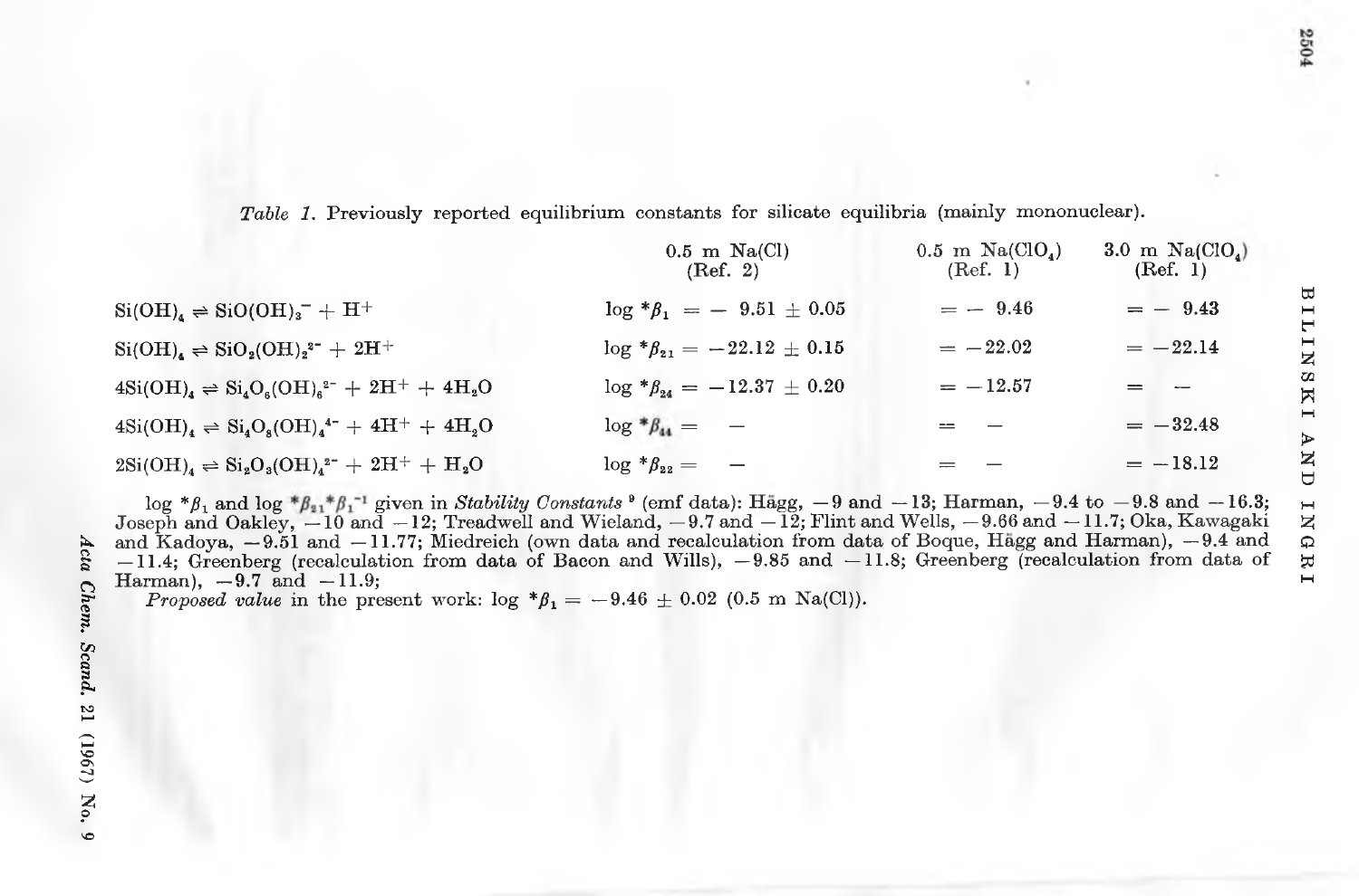*Table 1.* Previously reported equilibrium constants for silicate equilibria (mainly mononuclear).

| | 0.5 m Na(Cl) (Ref. 2) | 0.5 m Na(ClO$_4$) (Ref. 1) | 3.0 m Na(ClO$_4$) (Ref. 1) |
|---|---|---|---|
| $Si(OH)_4 \rightleftharpoons SiO(OH)_3^- + H^+$ | $\log {}^*\beta_1 = -9.51 \pm 0.05$ | $= -9.46$ | $= -9.43$ |
| $Si(OH)_4 \rightleftharpoons SiO_2(OH)_2^{2-} + 2H^+$ | $\log {}^*\beta_{21} = -22.12 \pm 0.15$ | $= -22.02$ | $= -22.14$ |
| $4Si(OH)_4 \rightleftharpoons Si_4O_6(OH)_6^{2-} + 2H^+ + 4H_2O$ | $\log {}^*\beta_{24} = -12.37 \pm 0.20$ | $= -12.57$ | $=$ — |
| $4Si(OH)_4 \rightleftharpoons Si_4O_8(OH)_4^{4-} + 4H^+ + 4H_2O$ | $\log {}^*\beta_{44} =$ — | $=$ — | $= -32.48$ |
| $2Si(OH)_4 \rightleftharpoons Si_2O_3(OH)_4^{2-} + 2H^+ + H_2O$ | $\log {}^*\beta_{22} =$ — | $=$ — | $= -18.12$ |

$\log {}^*\beta_1$ and $\log {}^*\beta_{21}{}^*\beta_1^{-1}$ given in *Stability Constants* [9] (emf data): Hägg, $-9$ and $-13$; Harman, $-9.4$ to $-9.8$ and $-16.3$; Joseph and Oakley, $-10$ and $-12$; Treadwell and Wieland, $-9.7$ and $-12$; Flint and Wells, $-9.66$ and $-11.7$; Oka, Kawagaki and Kadoya, $-9.51$ and $-11.77$; Miedreich (own data and recalculation from data of Boque, Hägg and Harman), $-9.4$ and $-11.4$; Greenberg (recalculation from data of Bacon and Wills), $-9.85$ and $-11.8$; Greenberg (recalculation from data of Harman), $-9.7$ and $-11.9$;

*Proposed value* in the present work: $\log {}^*\beta_1 = -9.46 \pm 0.02$ (0.5 m Na(Cl)).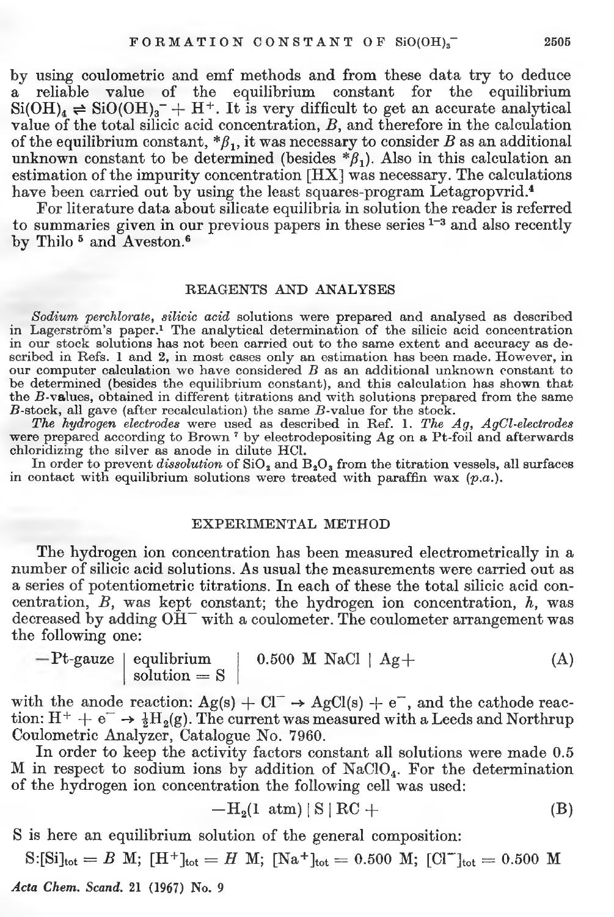by using coulometric and emf methods and from these data try to deduce a reliable value of the equilibrium constant for the equilibrium $Si(OH)_4 \rightleftharpoons SiO(OH)_3^- + H^+$. It is very difficult to get an accurate analytical value of the total silicic acid concentration, $B$, and therefore in the calculation of the equilibrium constant, $^*\beta_1$, it was necessary to consider $B$ as an additional unknown constant to be determined (besides $^*\beta_1$). Also in this calculation an estimation of the impurity concentration [HX] was necessary. The calculations have been carried out by using the least squares-program Letagropvrid.[4]

For literature data about silicate equilibria in solution the reader is referred to summaries given in our previous papers in these series [1-3] and also recently by Thilo [5] and Aveston.[6]

## REAGENTS AND ANALYSES

*Sodium perchlorate, silicic acid* solutions were prepared and analysed as described in Lagerström's paper.[1] The analytical determination of the silicic acid concentration in our stock solutions has not been carried out to the same extent and accuracy as described in Refs. 1 and 2, in most cases only an estimation has been made. However, in our computer calculation we have considered $B$ as an additional unknown constant to be determined (besides the equilibrium constant), and this calculation has shown that the $B$-values, obtained in different titrations and with solutions prepared from the same $B$-stock, all gave (after recalculation) the same $B$-value for the stock.

*The hydrogen electrodes* were used as described in Ref. 1. *The Ag, AgCl-electrodes* were prepared according to Brown [7] by electrodepositing Ag on a Pt-foil and afterwards chloridizing the silver as anode in dilute HCl.

In order to prevent *dissolution* of $SiO_2$ and $B_2O_3$ from the titration vessels, all surfaces in contact with equilibrium solutions were treated with paraffin wax (*p.a.*).

## EXPERIMENTAL METHOD

The hydrogen ion concentration has been measured electrometrically in a number of silicic acid solutions. As usual the measurements were carried out as a series of potentiometric titrations. In each of these the total silicic acid concentration, $B$, was kept constant; the hydrogen ion concentration, $h$, was decreased by adding $OH^-$ with a coulometer. The coulometer arrangement was the following one:

$$-\text{Pt-gauze} \mid \begin{matrix}\text{equlibrium} \\ \text{solution} = \text{S}\end{matrix} \mid 0.500 \text{ M NaCl} \mid \text{Ag}+ \qquad \text{(A)}$$

with the anode reaction: $Ag(s) + Cl^- \rightarrow AgCl(s) + e^-$, and the cathode reaction: $H^+ + e^- \rightarrow \frac{1}{2}H_2(g)$. The current was measured with a Leeds and Northrup Coulometric Analyzer, Catalogue No. 7960.

In order to keep the activity factors constant all solutions were made 0.5 M in respect to sodium ions by addition of $NaClO_4$. For the determination of the hydrogen ion concentration the following cell was used:

$$-H_2(1 \text{ atm}) \mid \text{S} \mid \text{RC} + \qquad \text{(B)}$$

S is here an equilibrium solution of the general composition:

$$\text{S}:[\text{Si}]_{\text{tot}} = B \text{ M}; \ [H^+]_{\text{tot}} = H \text{ M}; \ [Na^+]_{\text{tot}} = 0.500 \text{ M}; \ [Cl^-]_{\text{tot}} = 0.500 \text{ M}$$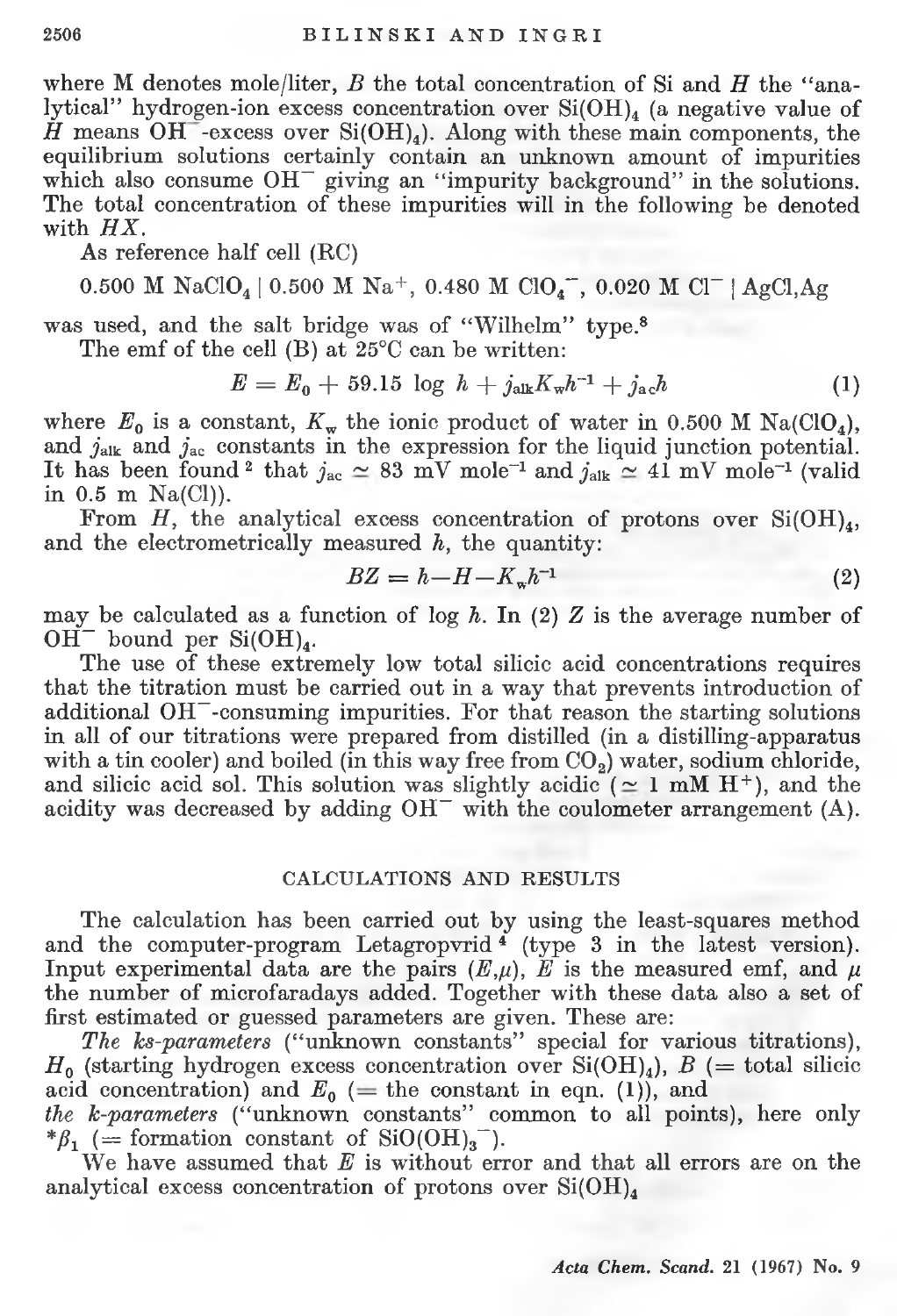where M denotes mole/liter, $B$ the total concentration of Si and $H$ the "analytical" hydrogen-ion excess concentration over $Si(OH)_4$ (a negative value of $H$ means $OH^-$-excess over $Si(OH)_4$). Along with these main components, the equilibrium solutions certainly contain an unknown amount of impurities which also consume $OH^-$ giving an "impurity background" in the solutions. The total concentration of these impurities will in the following be denoted with $HX$.

As reference half cell (RC)

0.500 M $NaClO_4$ | 0.500 M $Na^+$, 0.480 M $ClO_4^-$, 0.020 M $Cl^-$ | AgCl,Ag

was used, and the salt bridge was of "Wilhelm" type.[8]

The emf of the cell (B) at 25°C can be written:

$$E = E_0 + 59.15 \log h + j_{alk} K_w h^{-1} + j_{ac} h \quad (1)$$

where $E_0$ is a constant, $K_w$ the ionic product of water in 0.500 M $Na(ClO_4)$, and $j_{alk}$ and $j_{ac}$ constants in the expression for the liquid junction potential. It has been found[2] that $j_{ac} \simeq 83$ mV mole$^{-1}$ and $j_{alk} \simeq 41$ mV mole$^{-1}$ (valid in 0.5 m Na(Cl)).

From $H$, the analytical excess concentration of protons over $Si(OH)_4$, and the electrometrically measured $h$, the quantity:

$$BZ = h - H - K_w h^{-1} \quad (2)$$

may be calculated as a function of log $h$. In (2) $Z$ is the average number of $OH^-$ bound per $Si(OH)_4$.

The use of these extremely low total silicic acid concentrations requires that the titration must be carried out in a way that prevents introduction of additional $OH^-$-consuming impurities. For that reason the starting solutions in all of our titrations were prepared from distilled (in a distilling-apparatus with a tin cooler) and boiled (in this way free from $CO_2$) water, sodium chloride, and silicic acid sol. This solution was slightly acidic ($\simeq$ 1 mM $H^+$), and the acidity was decreased by adding $OH^-$ with the coulometer arrangement (A).

## CALCULATIONS AND RESULTS

The calculation has been carried out by using the least-squares method and the computer-program Letagropvrid[4] (type 3 in the latest version). Input experimental data are the pairs $(E,\mu)$, $E$ is the measured emf, and $\mu$ the number of microfaradays added. Together with these data also a set of first estimated or guessed parameters are given. These are:

*The ks-parameters* ("unknown constants" special for various titrations), $H_0$ (starting hydrogen excess concentration over $Si(OH)_4$), $B$ (= total silicic acid concentration) and $E_0$ (= the constant in eqn. (1)), and

*the k-parameters* ("unknown constants" common to all points), here only $^*\beta_1$ (= formation constant of $SiO(OH)_3^-$).

We have assumed that $E$ is without error and that all errors are on the analytical excess concentration of protons over $Si(OH)_4$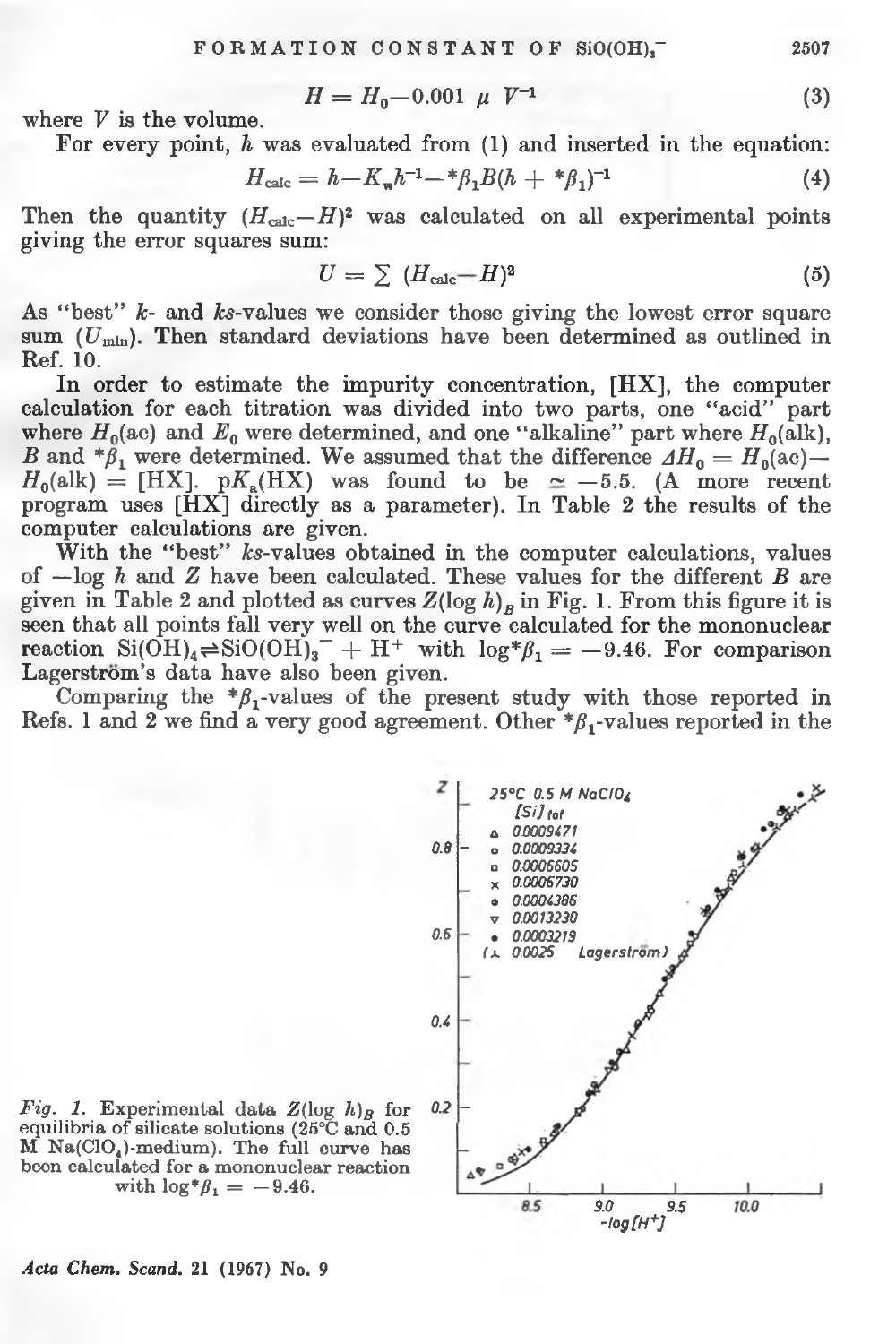$$H = H_0 - 0.001\ \mu\ V^{-1} \tag{3}$$

where $V$ is the volume.

For every point, $h$ was evaluated from (1) and inserted in the equation:

$$H_{\text{calc}} = h - K_w h^{-1} - {}^*\beta_1 B (h + {}^*\beta_1)^{-1} \tag{4}$$

Then the quantity $(H_{\text{calc}} - H)^2$ was calculated on all experimental points giving the error squares sum:

$$U = \sum (H_{\text{calc}} - H)^2 \tag{5}$$

As "best" $k$- and $ks$-values we consider those giving the lowest error square sum ($U_{\min}$). Then standard deviations have been determined as outlined in Ref. 10.

In order to estimate the impurity concentration, [HX], the computer calculation for each titration was divided into two parts, one "acid" part where $H_0$(ac) and $E_0$ were determined, and one "alkaline" part where $H_0$(alk), $B$ and ${}^*\beta_1$ were determined. We assumed that the difference $\Delta H_0 = H_0(\text{ac}) - H_0(\text{alk}) = [\text{HX}]$. $\text{p}K_a(\text{HX})$ was found to be $\simeq -5.5$. (A more recent program uses [HX] directly as a parameter). In Table 2 the results of the computer calculations are given.

With the "best" $ks$-values obtained in the computer calculations, values of $-\log h$ and $Z$ have been calculated. These values for the different $B$ are given in Table 2 and plotted as curves $Z(\log h)_B$ in Fig. 1. From this figure it is seen that all points fall very well on the curve calculated for the mononuclear reaction $Si(OH)_4 \rightleftharpoons SiO(OH)_3^- + H^+$ with $\log {}^*\beta_1 = -9.46$. For comparison Lagerström's data have also been given.

Comparing the ${}^*\beta_1$-values of the present study with those reported in Refs. 1 and 2 we find a very good agreement. Other ${}^*\beta_1$-values reported in the

*Fig. 1.* Experimental data $Z(\log h)_B$ for equilibria of silicate solutions (25°C and 0.5 M $Na(ClO_4)$-medium). The full curve has been calculated for a mononuclear reaction with $\log {}^*\beta_1 = -9.46$.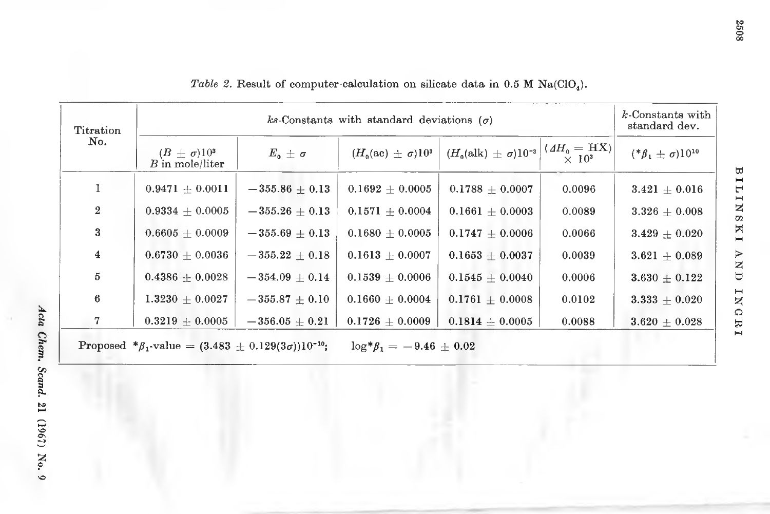*Table 2.* Result of computer-calculation on silicate data in 0.5 M $Na(ClO_4)$.

| Titration No. | *ks*-Constants with standard deviations ($\sigma$) | | | | | *k*-Constants with standard dev. |
|---|---|---|---|---|---|---|
| | $(B \pm \sigma)10^3$ $B$ in mole/liter | $E_0 \pm \sigma$ | $(H_0(\text{ac}) \pm \sigma)10^3$ | $(H_0(\text{alk}) \pm \sigma)10^{-3}$ | $(\Delta H_0 = \text{HX}) \times 10^3$ | $(^*\beta_1 \pm \sigma)10^{10}$ |
| 1 | $0.9471 \pm 0.0011$ | $-355.86 \pm 0.13$ | $0.1692 \pm 0.0005$ | $0.1788 \pm 0.0007$ | 0.0096 | $3.421 \pm 0.016$ |
| 2 | $0.9334 \pm 0.0005$ | $-355.26 \pm 0.13$ | $0.1571 \pm 0.0004$ | $0.1661 \pm 0.0003$ | 0.0089 | $3.326 \pm 0.008$ |
| 3 | $0.6605 \pm 0.0009$ | $-355.69 \pm 0.13$ | $0.1680 \pm 0.0005$ | $0.1747 \pm 0.0006$ | 0.0066 | $3.429 \pm 0.020$ |
| 4 | $0.6730 \pm 0.0036$ | $-355.22 \pm 0.18$ | $0.1613 \pm 0.0007$ | $0.1653 \pm 0.0037$ | 0.0039 | $3.621 \pm 0.089$ |
| 5 | $0.4386 \pm 0.0028$ | $-354.09 \pm 0.14$ | $0.1539 \pm 0.0006$ | $0.1545 \pm 0.0040$ | 0.0006 | $3.630 \pm 0.122$ |
| 6 | $1.3230 \pm 0.0027$ | $-355.87 \pm 0.10$ | $0.1660 \pm 0.0004$ | $0.1761 \pm 0.0008$ | 0.0102 | $3.333 \pm 0.020$ |
| 7 | $0.3219 \pm 0.0005$ | $-356.05 \pm 0.21$ | $0.1726 \pm 0.0009$ | $0.1814 \pm 0.0005$ | 0.0088 | $3.620 \pm 0.028$ |

Proposed $^*\beta_1$-value $= (3.483 \pm 0.129(3\sigma))10^{-10}$; $\log{}^*\beta_1 = -9.46 \pm 0.02$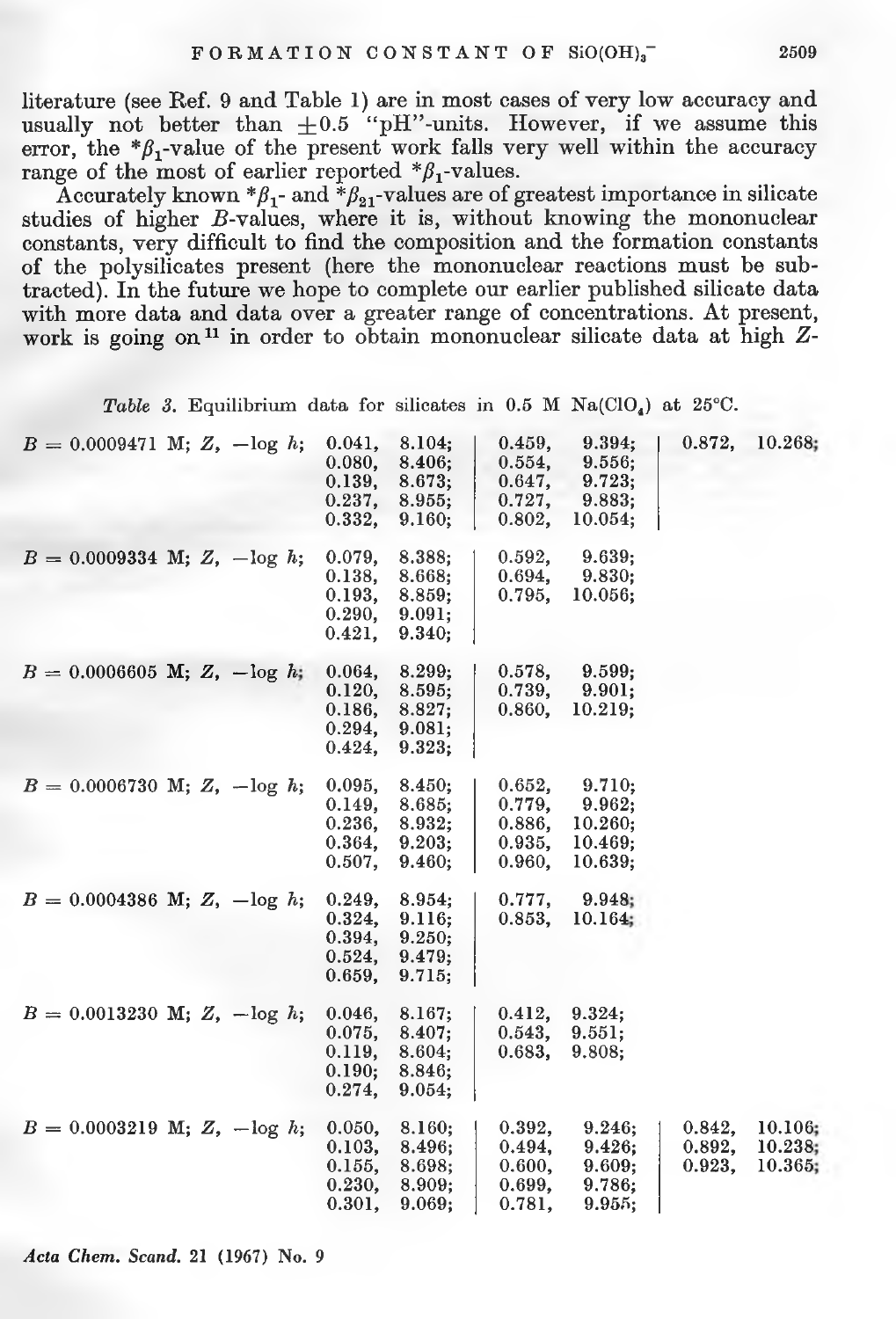literature (see Ref. 9 and Table 1) are in most cases of very low accuracy and usually not better than $\pm 0.5$ "pH"-units. However, if we assume this error, the $^*\beta_1$-value of the present work falls very well within the accuracy range of the most of earlier reported $^*\beta_1$-values.

Accurately known $^*\beta_1$- and $^*\beta_{21}$-values are of greatest importance in silicate studies of higher $B$-values, where it is, without knowing the mononuclear constants, very difficult to find the composition and the formation constants of the polysilicates present (here the mononuclear reactions must be subtracted). In the future we hope to complete our earlier published silicate data with more data and data over a greater range of concentrations. At present, work is going on[11] in order to obtain mononuclear silicate data at high $Z$-

*Table 3.* Equilibrium data for silicates in 0.5 M Na(ClO$_4$) at 25°C.

$B = 0.0009471$ M; $Z$, $-\log h$; 0.041, 8.104; 0.080, 8.406; 0.139, 8.673; 0.237, 8.955; 0.332, 9.160; 0.459, 9.394; 0.554, 9.556; 0.647, 9.723; 0.727, 9.883; 0.802, 10.054; 0.872, 10.268;

$B = 0.0009334$ M; $Z$, $-\log h$; 0.079, 8.388; 0.138, 8.668; 0.193, 8.859; 0.290, 9.091; 0.421, 9.340; 0.592, 9.639; 0.694, 9.830; 0.795, 10.056;

$B = 0.0006605$ M; $Z$, $-\log h$; 0.064, 8.299; 0.120, 8.595; 0.186, 8.827; 0.294, 9.081; 0.424, 9.323; 0.578, 9.599; 0.739, 9.901; 0.860, 10.219;

$B = 0.0006730$ M; $Z$, $-\log h$; 0.095, 8.450; 0.149, 8.685; 0.236, 8.932; 0.364, 9.203; 0.507, 9.460; 0.652, 9.710; 0.779, 9.962; 0.886, 10.260; 0.935, 10.469; 0.960, 10.639;

$B = 0.0004386$ M; $Z$, $-\log h$; 0.249, 8.954; 0.324, 9.116; 0.394, 9.250; 0.524, 9.479; 0.659, 9.715; 0.777, 9.948; 0.853, 10.164;

$B = 0.0013230$ M; $Z$, $-\log h$; 0.046, 8.167; 0.075, 8.407; 0.119, 8.604; 0.190; 8.846; 0.274, 9.054; 0.412, 9.324; 0.543, 9.551; 0.683, 9.808;

$B = 0.0003219$ M; $Z$, $-\log h$; 0.050, 8.160; 0.103, 8.496; 0.155, 8.698; 0.230, 8.909; 0.301, 9.069; 0.392, 9.246; 0.494, 9.426; 0.600, 9.609; 0.699, 9.786; 0.781, 9.955; 0.842, 10.106; 0.892, 10.238; 0.923, 10.365;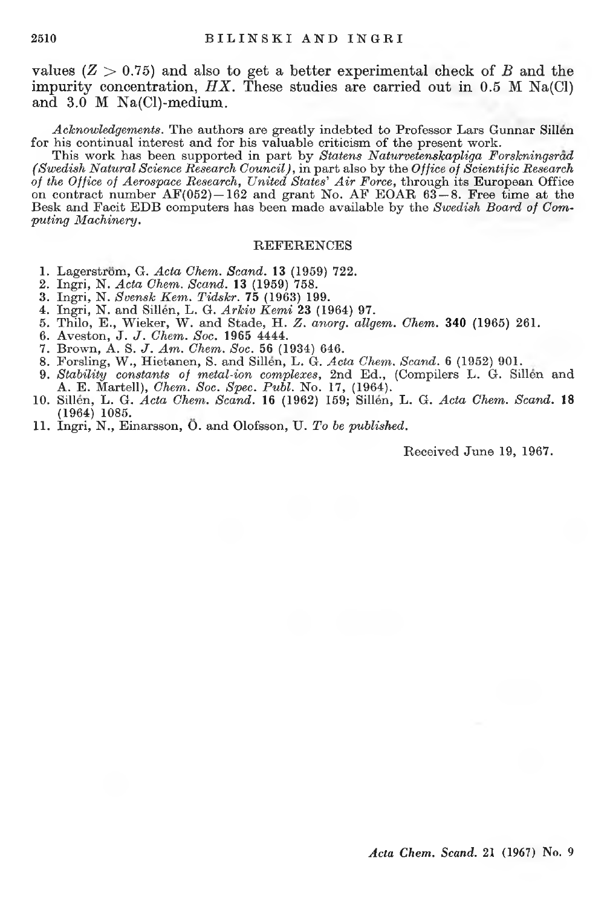values ($Z > 0.75$) and also to get a better experimental check of $B$ and the impurity concentration, $HX$. These studies are carried out in 0.5 M Na(Cl) and 3.0 M Na(Cl)-medium.

*Acknowledgements.* The authors are greatly indebted to Professor Lars Gunnar Sillén for his continual interest and for his valuable criticism of the present work.

This work has been supported in part by *Statens Naturvetenskapliga Forskningsråd (Swedish Natural Science Research Council)*, in part also by the *Office of Scientific Research of the Office of Aerospace Research, United States' Air Force*, through its European Office on contract number AF(052)−162 and grant No. AF EOAR 63−8. Free time at the Besk and Facit EDB computers has been made available by the *Swedish Board of Computing Machinery.*

## REFERENCES

1. Lagerström, G. *Acta Chem. Scand.* **13** (1959) 722.
2. Ingri, N. *Acta Chem. Scand.* **13** (1959) 758.
3. Ingri, N. *Svensk Kem. Tidskr.* **75** (1963) 199.
4. Ingri, N. and Sillén, L. G. *Arkiv Kemi* **23** (1964) 97.
5. Thilo, E., Wieker, W. and Stade, H. *Z. anorg. allgem. Chem.* **340** (1965) 261.
6. Aveston, J. *J. Chem. Soc.* **1965** 4444.
7. Brown, A. S. *J. Am. Chem. Soc.* **56** (1934) 646.
8. Forsling, W., Hietanen, S. and Sillén, L. G. *Acta Chem. Scand.* **6** (1952) 901.
9. *Stability constants of metal-ion complexes*, 2nd Ed., (Compilers L. G. Sillén and A. E. Martell), *Chem. Soc. Spec. Publ.* No. 17, (1964).
10. Sillén, L. G. *Acta Chem. Scand.* **16** (1962) 159; Sillén, L. G. *Acta Chem. Scand.* **18** (1964) 1085.
11. Ingri, N., Einarsson, Ö. and Olofsson, U. *To be published.*

Received June 19, 1967.